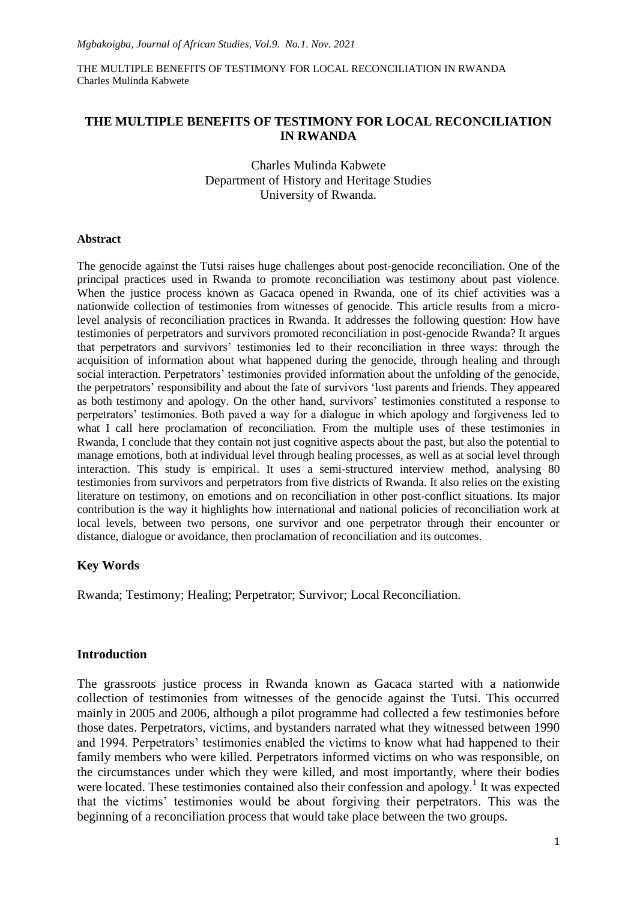# THE MULTIPLE BENEFITS OF TESTIMONY FOR LOCAL RECONCILIATION IN RWANDA

Charles Mulinda Kabwete
Department of History and Heritage Studies
University of Rwanda.

### Abstract

The genocide against the Tutsi raises huge challenges about post-genocide reconciliation. One of the principal practices used in Rwanda to promote reconciliation was testimony about past violence. When the justice process known as Gacaca opened in Rwanda, one of its chief activities was a nationwide collection of testimonies from witnesses of genocide. This article results from a micro-level analysis of reconciliation practices in Rwanda. It addresses the following question: How have testimonies of perpetrators and survivors promoted reconciliation in post-genocide Rwanda? It argues that perpetrators and survivors' testimonies led to their reconciliation in three ways: through the acquisition of information about what happened during the genocide, through healing and through social interaction. Perpetrators' testimonies provided information about the unfolding of the genocide, the perpetrators' responsibility and about the fate of survivors 'lost parents and friends. They appeared as both testimony and apology. On the other hand, survivors' testimonies constituted a response to perpetrators' testimonies. Both paved a way for a dialogue in which apology and forgiveness led to what I call here proclamation of reconciliation. From the multiple uses of these testimonies in Rwanda, I conclude that they contain not just cognitive aspects about the past, but also the potential to manage emotions, both at individual level through healing processes, as well as at social level through interaction. This study is empirical. It uses a semi-structured interview method, analysing 80 testimonies from survivors and perpetrators from five districts of Rwanda. It also relies on the existing literature on testimony, on emotions and on reconciliation in other post-conflict situations. Its major contribution is the way it highlights how international and national policies of reconciliation work at local levels, between two persons, one survivor and one perpetrator through their encounter or distance, dialogue or avoidance, then proclamation of reconciliation and its outcomes.

## Key Words

Rwanda; Testimony; Healing; Perpetrator; Survivor; Local Reconciliation.

## Introduction

The grassroots justice process in Rwanda known as Gacaca started with a nationwide collection of testimonies from witnesses of the genocide against the Tutsi. This occurred mainly in 2005 and 2006, although a pilot programme had collected a few testimonies before those dates. Perpetrators, victims, and bystanders narrated what they witnessed between 1990 and 1994. Perpetrators' testimonies enabled the victims to know what had happened to their family members who were killed. Perpetrators informed victims on who was responsible, on the circumstances under which they were killed, and most importantly, where their bodies were located. These testimonies contained also their confession and apology.[1] It was expected that the victims' testimonies would be about forgiving their perpetrators. This was the beginning of a reconciliation process that would take place between the two groups.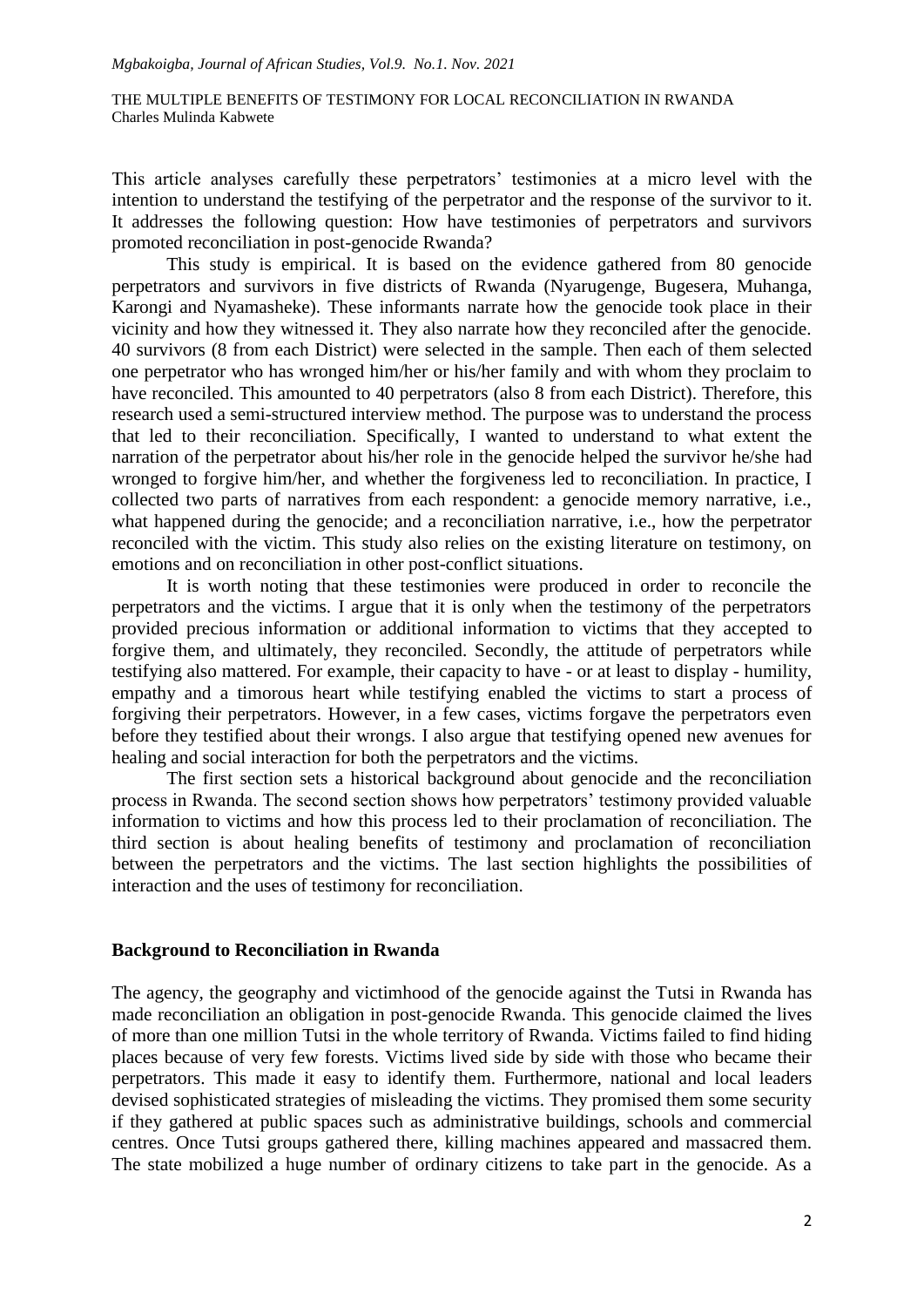This article analyses carefully these perpetrators' testimonies at a micro level with the intention to understand the testifying of the perpetrator and the response of the survivor to it. It addresses the following question: How have testimonies of perpetrators and survivors promoted reconciliation in post-genocide Rwanda?

This study is empirical. It is based on the evidence gathered from 80 genocide perpetrators and survivors in five districts of Rwanda (Nyarugenge, Bugesera, Muhanga, Karongi and Nyamasheke). These informants narrate how the genocide took place in their vicinity and how they witnessed it. They also narrate how they reconciled after the genocide. 40 survivors (8 from each District) were selected in the sample. Then each of them selected one perpetrator who has wronged him/her or his/her family and with whom they proclaim to have reconciled. This amounted to 40 perpetrators (also 8 from each District). Therefore, this research used a semi-structured interview method. The purpose was to understand the process that led to their reconciliation. Specifically, I wanted to understand to what extent the narration of the perpetrator about his/her role in the genocide helped the survivor he/she had wronged to forgive him/her, and whether the forgiveness led to reconciliation. In practice, I collected two parts of narratives from each respondent: a genocide memory narrative, i.e., what happened during the genocide; and a reconciliation narrative, i.e., how the perpetrator reconciled with the victim. This study also relies on the existing literature on testimony, on emotions and on reconciliation in other post-conflict situations.

It is worth noting that these testimonies were produced in order to reconcile the perpetrators and the victims. I argue that it is only when the testimony of the perpetrators provided precious information or additional information to victims that they accepted to forgive them, and ultimately, they reconciled. Secondly, the attitude of perpetrators while testifying also mattered. For example, their capacity to have - or at least to display - humility, empathy and a timorous heart while testifying enabled the victims to start a process of forgiving their perpetrators. However, in a few cases, victims forgave the perpetrators even before they testified about their wrongs. I also argue that testifying opened new avenues for healing and social interaction for both the perpetrators and the victims.

The first section sets a historical background about genocide and the reconciliation process in Rwanda. The second section shows how perpetrators' testimony provided valuable information to victims and how this process led to their proclamation of reconciliation. The third section is about healing benefits of testimony and proclamation of reconciliation between the perpetrators and the victims. The last section highlights the possibilities of interaction and the uses of testimony for reconciliation.

## Background to Reconciliation in Rwanda

The agency, the geography and victimhood of the genocide against the Tutsi in Rwanda has made reconciliation an obligation in post-genocide Rwanda. This genocide claimed the lives of more than one million Tutsi in the whole territory of Rwanda. Victims failed to find hiding places because of very few forests. Victims lived side by side with those who became their perpetrators. This made it easy to identify them. Furthermore, national and local leaders devised sophisticated strategies of misleading the victims. They promised them some security if they gathered at public spaces such as administrative buildings, schools and commercial centres. Once Tutsi groups gathered there, killing machines appeared and massacred them. The state mobilized a huge number of ordinary citizens to take part in the genocide. As a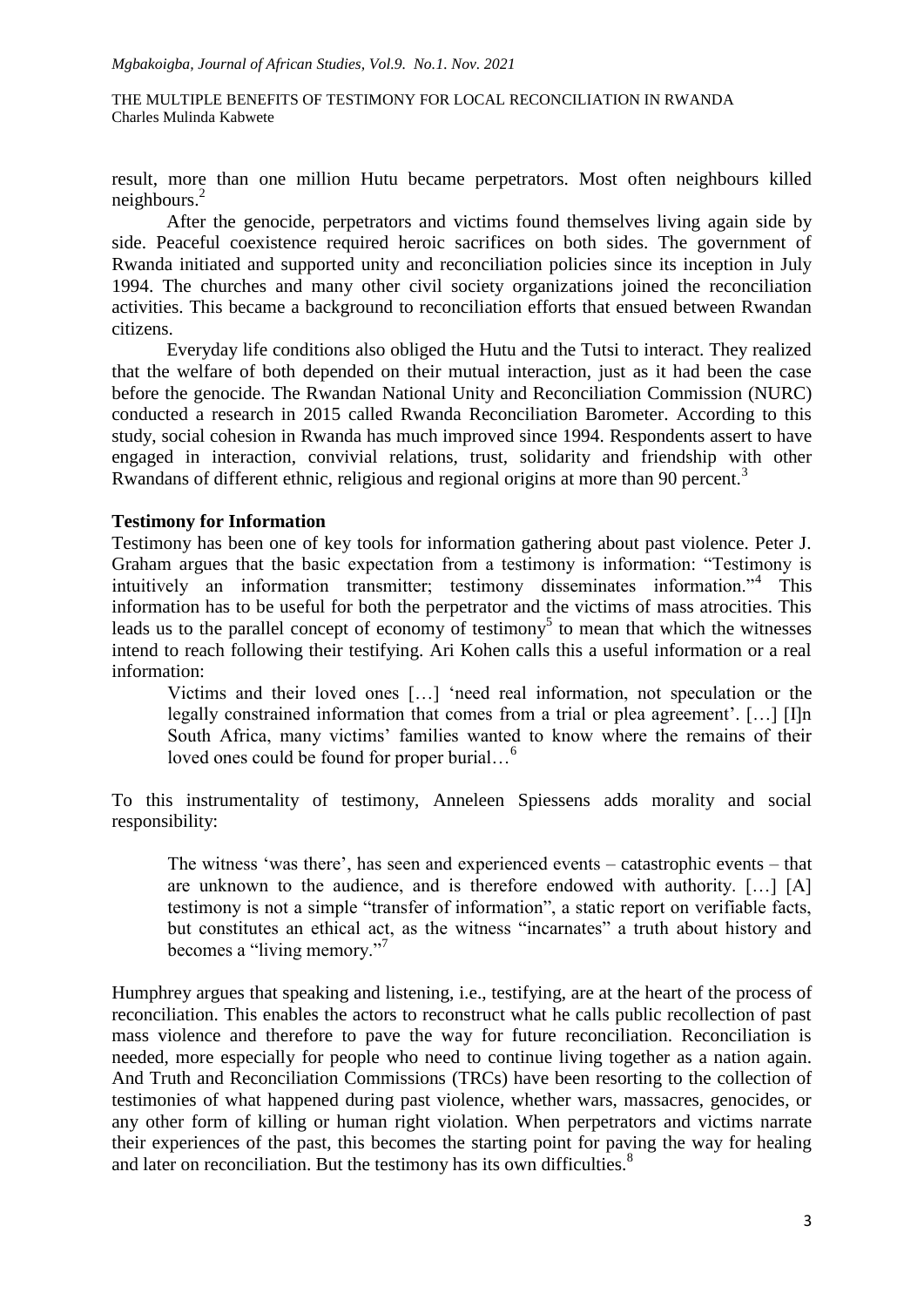result, more than one million Hutu became perpetrators. Most often neighbours killed neighbours.[2]

After the genocide, perpetrators and victims found themselves living again side by side. Peaceful coexistence required heroic sacrifices on both sides. The government of Rwanda initiated and supported unity and reconciliation policies since its inception in July 1994. The churches and many other civil society organizations joined the reconciliation activities. This became a background to reconciliation efforts that ensued between Rwandan citizens.

Everyday life conditions also obliged the Hutu and the Tutsi to interact. They realized that the welfare of both depended on their mutual interaction, just as it had been the case before the genocide. The Rwandan National Unity and Reconciliation Commission (NURC) conducted a research in 2015 called Rwanda Reconciliation Barometer. According to this study, social cohesion in Rwanda has much improved since 1994. Respondents assert to have engaged in interaction, convivial relations, trust, solidarity and friendship with other Rwandans of different ethnic, religious and regional origins at more than 90 percent.[3]

## Testimony for Information

Testimony has been one of key tools for information gathering about past violence. Peter J. Graham argues that the basic expectation from a testimony is information: "Testimony is intuitively an information transmitter; testimony disseminates information."[4] This information has to be useful for both the perpetrator and the victims of mass atrocities. This leads us to the parallel concept of economy of testimony[5] to mean that which the witnesses intend to reach following their testifying. Ari Kohen calls this a useful information or a real information:

> Victims and their loved ones […] 'need real information, not speculation or the legally constrained information that comes from a trial or plea agreement'. […] [I]n South Africa, many victims' families wanted to know where the remains of their loved ones could be found for proper burial…[6]

To this instrumentality of testimony, Anneleen Spiessens adds morality and social responsibility:

> The witness 'was there', has seen and experienced events – catastrophic events – that are unknown to the audience, and is therefore endowed with authority. […] [A] testimony is not a simple "transfer of information", a static report on verifiable facts, but constitutes an ethical act, as the witness "incarnates" a truth about history and becomes a "living memory."[7]

Humphrey argues that speaking and listening, i.e., testifying, are at the heart of the process of reconciliation. This enables the actors to reconstruct what he calls public recollection of past mass violence and therefore to pave the way for future reconciliation. Reconciliation is needed, more especially for people who need to continue living together as a nation again. And Truth and Reconciliation Commissions (TRCs) have been resorting to the collection of testimonies of what happened during past violence, whether wars, massacres, genocides, or any other form of killing or human right violation. When perpetrators and victims narrate their experiences of the past, this becomes the starting point for paving the way for healing and later on reconciliation. But the testimony has its own difficulties.[8]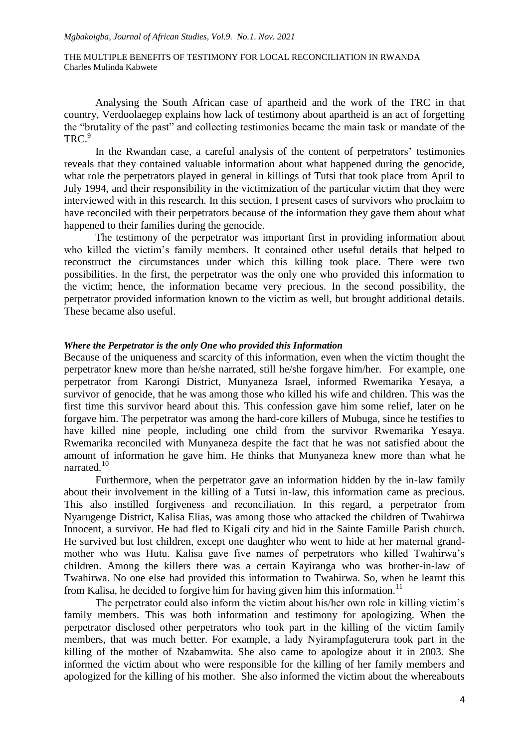Analysing the South African case of apartheid and the work of the TRC in that country, Verdoolaegep explains how lack of testimony about apartheid is an act of forgetting the "brutality of the past" and collecting testimonies became the main task or mandate of the TRC.[9]

In the Rwandan case, a careful analysis of the content of perpetrators' testimonies reveals that they contained valuable information about what happened during the genocide, what role the perpetrators played in general in killings of Tutsi that took place from April to July 1994, and their responsibility in the victimization of the particular victim that they were interviewed with in this research. In this section, I present cases of survivors who proclaim to have reconciled with their perpetrators because of the information they gave them about what happened to their families during the genocide.

The testimony of the perpetrator was important first in providing information about who killed the victim's family members. It contained other useful details that helped to reconstruct the circumstances under which this killing took place. There were two possibilities. In the first, the perpetrator was the only one who provided this information to the victim; hence, the information became very precious. In the second possibility, the perpetrator provided information known to the victim as well, but brought additional details. These became also useful.

### *Where the Perpetrator is the only One who provided this Information*

Because of the uniqueness and scarcity of this information, even when the victim thought the perpetrator knew more than he/she narrated, still he/she forgave him/her. For example, one perpetrator from Karongi District, Munyaneza Israel, informed Rwemarika Yesaya, a survivor of genocide, that he was among those who killed his wife and children. This was the first time this survivor heard about this. This confession gave him some relief, later on he forgave him. The perpetrator was among the hard-core killers of Mubuga, since he testifies to have killed nine people, including one child from the survivor Rwemarika Yesaya. Rwemarika reconciled with Munyaneza despite the fact that he was not satisfied about the amount of information he gave him. He thinks that Munyaneza knew more than what he narrated.[10]

Furthermore, when the perpetrator gave an information hidden by the in-law family about their involvement in the killing of a Tutsi in-law, this information came as precious. This also instilled forgiveness and reconciliation. In this regard, a perpetrator from Nyarugenge District, Kalisa Elias, was among those who attacked the children of Twahirwa Innocent, a survivor. He had fled to Kigali city and hid in the Sainte Famille Parish church. He survived but lost children, except one daughter who went to hide at her maternal grand-mother who was Hutu. Kalisa gave five names of perpetrators who killed Twahirwa's children. Among the killers there was a certain Kayiranga who was brother-in-law of Twahirwa. No one else had provided this information to Twahirwa. So, when he learnt this from Kalisa, he decided to forgive him for having given him this information.[11]

The perpetrator could also inform the victim about his/her own role in killing victim's family members. This was both information and testimony for apologizing. When the perpetrator disclosed other perpetrators who took part in the killing of the victim family members, that was much better. For example, a lady Nyirampfaguterura took part in the killing of the mother of Nzabamwita. She also came to apologize about it in 2003. She informed the victim about who were responsible for the killing of her family members and apologized for the killing of his mother. She also informed the victim about the whereabouts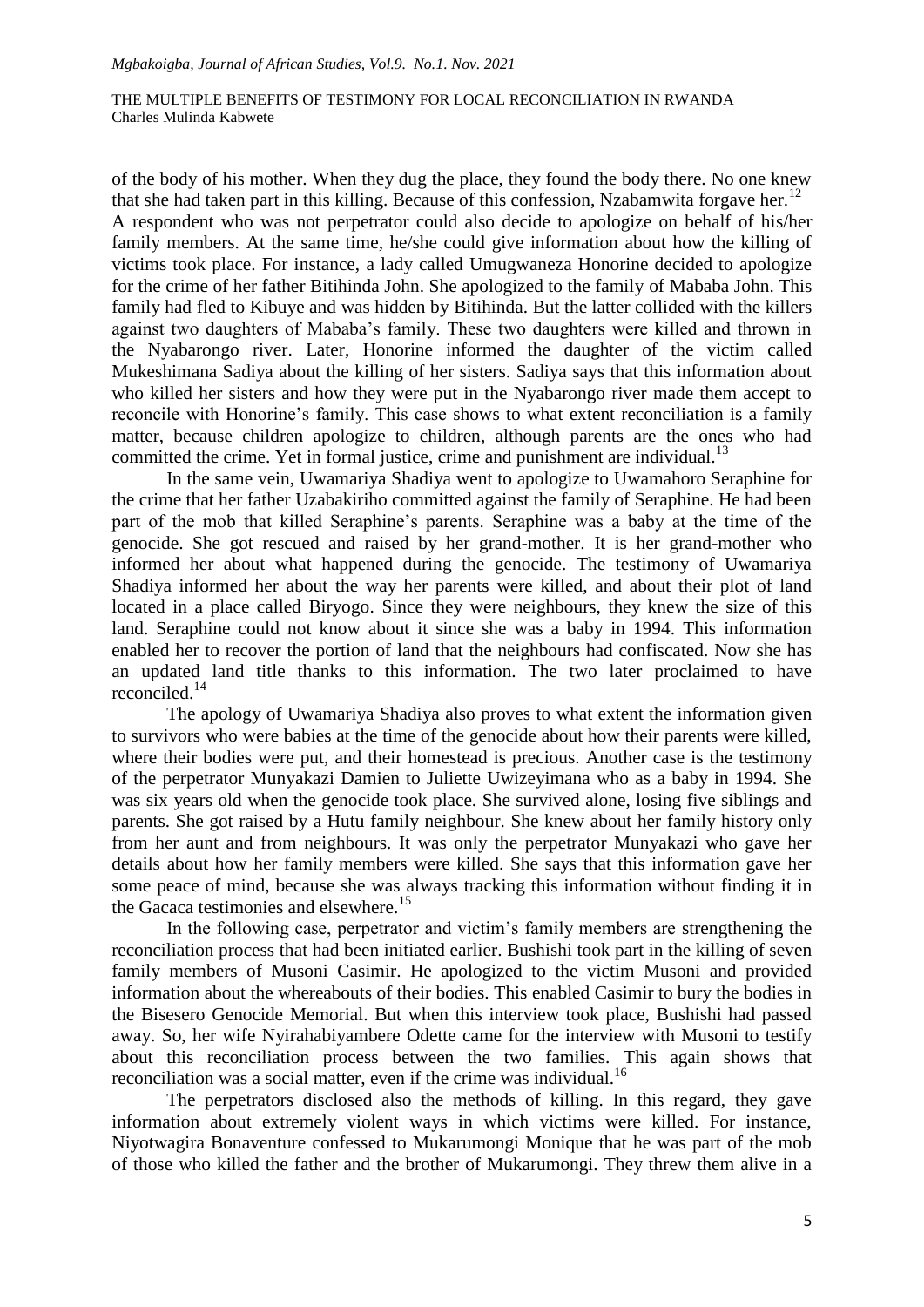of the body of his mother. When they dug the place, they found the body there. No one knew that she had taken part in this killing. Because of this confession, Nzabamwita forgave her.[12]

A respondent who was not perpetrator could also decide to apologize on behalf of his/her family members. At the same time, he/she could give information about how the killing of victims took place. For instance, a lady called Umugwaneza Honorine decided to apologize for the crime of her father Bitihinda John. She apologized to the family of Mababa John. This family had fled to Kibuye and was hidden by Bitihinda. But the latter collided with the killers against two daughters of Mababa's family. These two daughters were killed and thrown in the Nyabarongo river. Later, Honorine informed the daughter of the victim called Mukeshimana Sadiya about the killing of her sisters. Sadiya says that this information about who killed her sisters and how they were put in the Nyabarongo river made them accept to reconcile with Honorine's family. This case shows to what extent reconciliation is a family matter, because children apologize to children, although parents are the ones who had committed the crime. Yet in formal justice, crime and punishment are individual.[13]

In the same vein, Uwamariya Shadiya went to apologize to Uwamahoro Seraphine for the crime that her father Uzabakiriho committed against the family of Seraphine. He had been part of the mob that killed Seraphine's parents. Seraphine was a baby at the time of the genocide. She got rescued and raised by her grand-mother. It is her grand-mother who informed her about what happened during the genocide. The testimony of Uwamariya Shadiya informed her about the way her parents were killed, and about their plot of land located in a place called Biryogo. Since they were neighbours, they knew the size of this land. Seraphine could not know about it since she was a baby in 1994. This information enabled her to recover the portion of land that the neighbours had confiscated. Now she has an updated land title thanks to this information. The two later proclaimed to have reconciled.[14]

The apology of Uwamariya Shadiya also proves to what extent the information given to survivors who were babies at the time of the genocide about how their parents were killed, where their bodies were put, and their homestead is precious. Another case is the testimony of the perpetrator Munyakazi Damien to Juliette Uwizeyimana who as a baby in 1994. She was six years old when the genocide took place. She survived alone, losing five siblings and parents. She got raised by a Hutu family neighbour. She knew about her family history only from her aunt and from neighbours. It was only the perpetrator Munyakazi who gave her details about how her family members were killed. She says that this information gave her some peace of mind, because she was always tracking this information without finding it in the Gacaca testimonies and elsewhere.[15]

In the following case, perpetrator and victim's family members are strengthening the reconciliation process that had been initiated earlier. Bushishi took part in the killing of seven family members of Musoni Casimir. He apologized to the victim Musoni and provided information about the whereabouts of their bodies. This enabled Casimir to bury the bodies in the Bisesero Genocide Memorial. But when this interview took place, Bushishi had passed away. So, her wife Nyirahabiyambere Odette came for the interview with Musoni to testify about this reconciliation process between the two families. This again shows that reconciliation was a social matter, even if the crime was individual.[16]

The perpetrators disclosed also the methods of killing. In this regard, they gave information about extremely violent ways in which victims were killed. For instance, Niyotwagira Bonaventure confessed to Mukarumongi Monique that he was part of the mob of those who killed the father and the brother of Mukarumongi. They threw them alive in a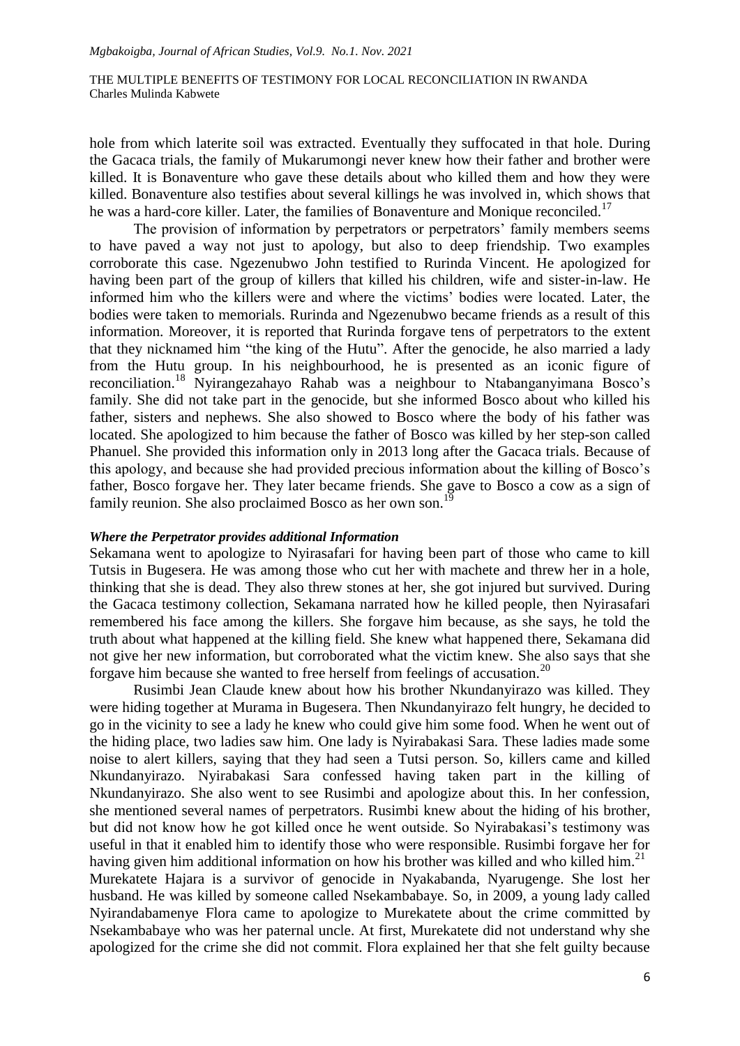hole from which laterite soil was extracted. Eventually they suffocated in that hole. During the Gacaca trials, the family of Mukarumongi never knew how their father and brother were killed. It is Bonaventure who gave these details about who killed them and how they were killed. Bonaventure also testifies about several killings he was involved in, which shows that he was a hard-core killer. Later, the families of Bonaventure and Monique reconciled.[17]

The provision of information by perpetrators or perpetrators' family members seems to have paved a way not just to apology, but also to deep friendship. Two examples corroborate this case. Ngezenubwo John testified to Rurinda Vincent. He apologized for having been part of the group of killers that killed his children, wife and sister-in-law. He informed him who the killers were and where the victims' bodies were located. Later, the bodies were taken to memorials. Rurinda and Ngezenubwo became friends as a result of this information. Moreover, it is reported that Rurinda forgave tens of perpetrators to the extent that they nicknamed him "the king of the Hutu". After the genocide, he also married a lady from the Hutu group. In his neighbourhood, he is presented as an iconic figure of reconciliation.[18] Nyirangezahayo Rahab was a neighbour to Ntabanganyimana Bosco's family. She did not take part in the genocide, but she informed Bosco about who killed his father, sisters and nephews. She also showed to Bosco where the body of his father was located. She apologized to him because the father of Bosco was killed by her step-son called Phanuel. She provided this information only in 2013 long after the Gacaca trials. Because of this apology, and because she had provided precious information about the killing of Bosco's father, Bosco forgave her. They later became friends. She gave to Bosco a cow as a sign of family reunion. She also proclaimed Bosco as her own son.[19]

### *Where the Perpetrator provides additional Information*

Sekamana went to apologize to Nyirasafari for having been part of those who came to kill Tutsis in Bugesera. He was among those who cut her with machete and threw her in a hole, thinking that she is dead. They also threw stones at her, she got injured but survived. During the Gacaca testimony collection, Sekamana narrated how he killed people, then Nyirasafari remembered his face among the killers. She forgave him because, as she says, he told the truth about what happened at the killing field. She knew what happened there, Sekamana did not give her new information, but corroborated what the victim knew. She also says that she forgave him because she wanted to free herself from feelings of accusation.[20]

Rusimbi Jean Claude knew about how his brother Nkundanyirazo was killed. They were hiding together at Murama in Bugesera. Then Nkundanyirazo felt hungry, he decided to go in the vicinity to see a lady he knew who could give him some food. When he went out of the hiding place, two ladies saw him. One lady is Nyirabakasi Sara. These ladies made some noise to alert killers, saying that they had seen a Tutsi person. So, killers came and killed Nkundanyirazo. Nyirabakasi Sara confessed having taken part in the killing of Nkundanyirazo. She also went to see Rusimbi and apologize about this. In her confession, she mentioned several names of perpetrators. Rusimbi knew about the hiding of his brother, but did not know how he got killed once he went outside. So Nyirabakasi's testimony was useful in that it enabled him to identify those who were responsible. Rusimbi forgave her for having given him additional information on how his brother was killed and who killed him.[21]

Murekatete Hajara is a survivor of genocide in Nyakabanda, Nyarugenge. She lost her husband. He was killed by someone called Nsekambabaye. So, in 2009, a young lady called Nyirandabamenye Flora came to apologize to Murekatete about the crime committed by Nsekambabaye who was her paternal uncle. At first, Murekatete did not understand why she apologized for the crime she did not commit. Flora explained her that she felt guilty because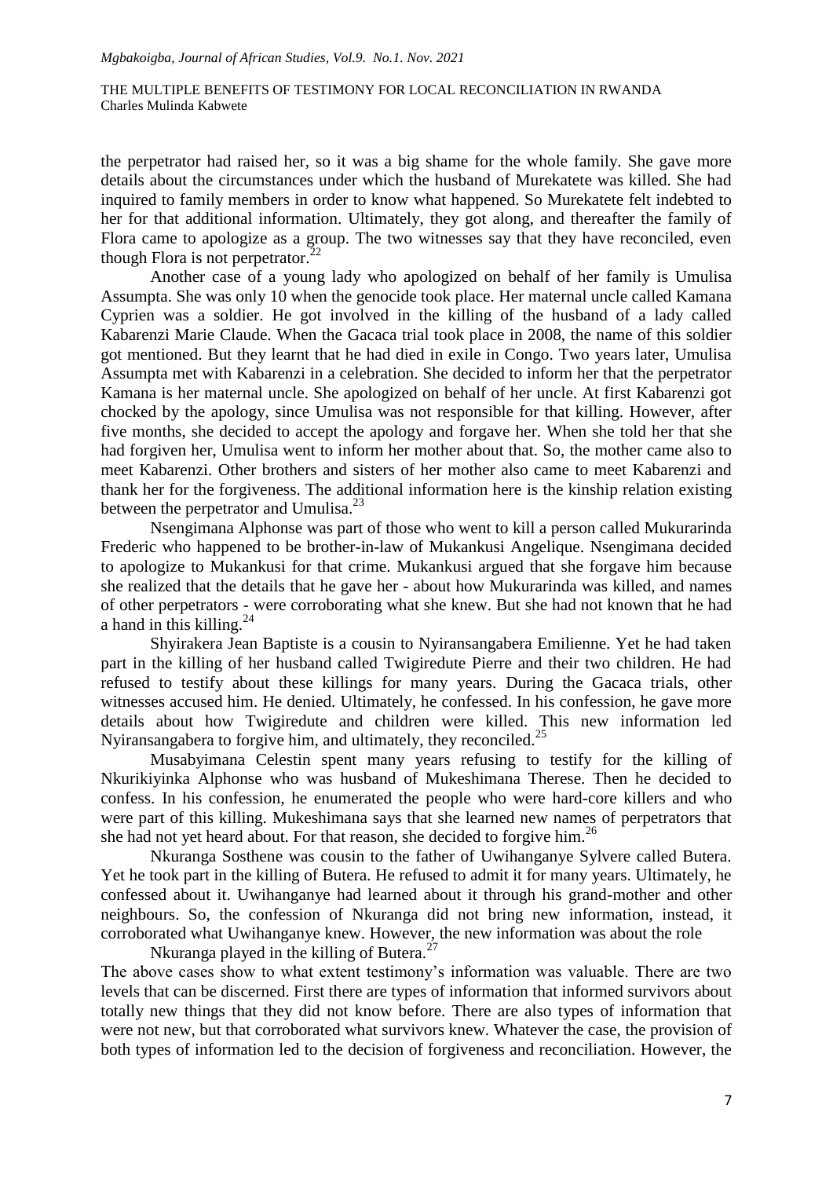the perpetrator had raised her, so it was a big shame for the whole family. She gave more details about the circumstances under which the husband of Murekatete was killed. She had inquired to family members in order to know what happened. So Murekatete felt indebted to her for that additional information. Ultimately, they got along, and thereafter the family of Flora came to apologize as a group. The two witnesses say that they have reconciled, even though Flora is not perpetrator.[22]

Another case of a young lady who apologized on behalf of her family is Umulisa Assumpta. She was only 10 when the genocide took place. Her maternal uncle called Kamana Cyprien was a soldier. He got involved in the killing of the husband of a lady called Kabarenzi Marie Claude. When the Gacaca trial took place in 2008, the name of this soldier got mentioned. But they learnt that he had died in exile in Congo. Two years later, Umulisa Assumpta met with Kabarenzi in a celebration. She decided to inform her that the perpetrator Kamana is her maternal uncle. She apologized on behalf of her uncle. At first Kabarenzi got chocked by the apology, since Umulisa was not responsible for that killing. However, after five months, she decided to accept the apology and forgave her. When she told her that she had forgiven her, Umulisa went to inform her mother about that. So, the mother came also to meet Kabarenzi. Other brothers and sisters of her mother also came to meet Kabarenzi and thank her for the forgiveness. The additional information here is the kinship relation existing between the perpetrator and Umulisa.[23]

Nsengimana Alphonse was part of those who went to kill a person called Mukurarinda Frederic who happened to be brother-in-law of Mukankusi Angelique. Nsengimana decided to apologize to Mukankusi for that crime. Mukankusi argued that she forgave him because she realized that the details that he gave her - about how Mukurarinda was killed, and names of other perpetrators - were corroborating what she knew. But she had not known that he had a hand in this killing.[24]

Shyirakera Jean Baptiste is a cousin to Nyiransangabera Emilienne. Yet he had taken part in the killing of her husband called Twigiredute Pierre and their two children. He had refused to testify about these killings for many years. During the Gacaca trials, other witnesses accused him. He denied. Ultimately, he confessed. In his confession, he gave more details about how Twigiredute and children were killed. This new information led Nyiransangabera to forgive him, and ultimately, they reconciled.[25]

Musabyimana Celestin spent many years refusing to testify for the killing of Nkurikiyinka Alphonse who was husband of Mukeshimana Therese. Then he decided to confess. In his confession, he enumerated the people who were hard-core killers and who were part of this killing. Mukeshimana says that she learned new names of perpetrators that she had not yet heard about. For that reason, she decided to forgive him.[26]

Nkuranga Sosthene was cousin to the father of Uwihanganye Sylvere called Butera. Yet he took part in the killing of Butera. He refused to admit it for many years. Ultimately, he confessed about it. Uwihanganye had learned about it through his grand-mother and other neighbours. So, the confession of Nkuranga did not bring new information, instead, it corroborated what Uwihanganye knew. However, the new information was about the role Nkuranga played in the killing of Butera.[27]

The above cases show to what extent testimony's information was valuable. There are two levels that can be discerned. First there are types of information that informed survivors about totally new things that they did not know before. There are also types of information that were not new, but that corroborated what survivors knew. Whatever the case, the provision of both types of information led to the decision of forgiveness and reconciliation. However, the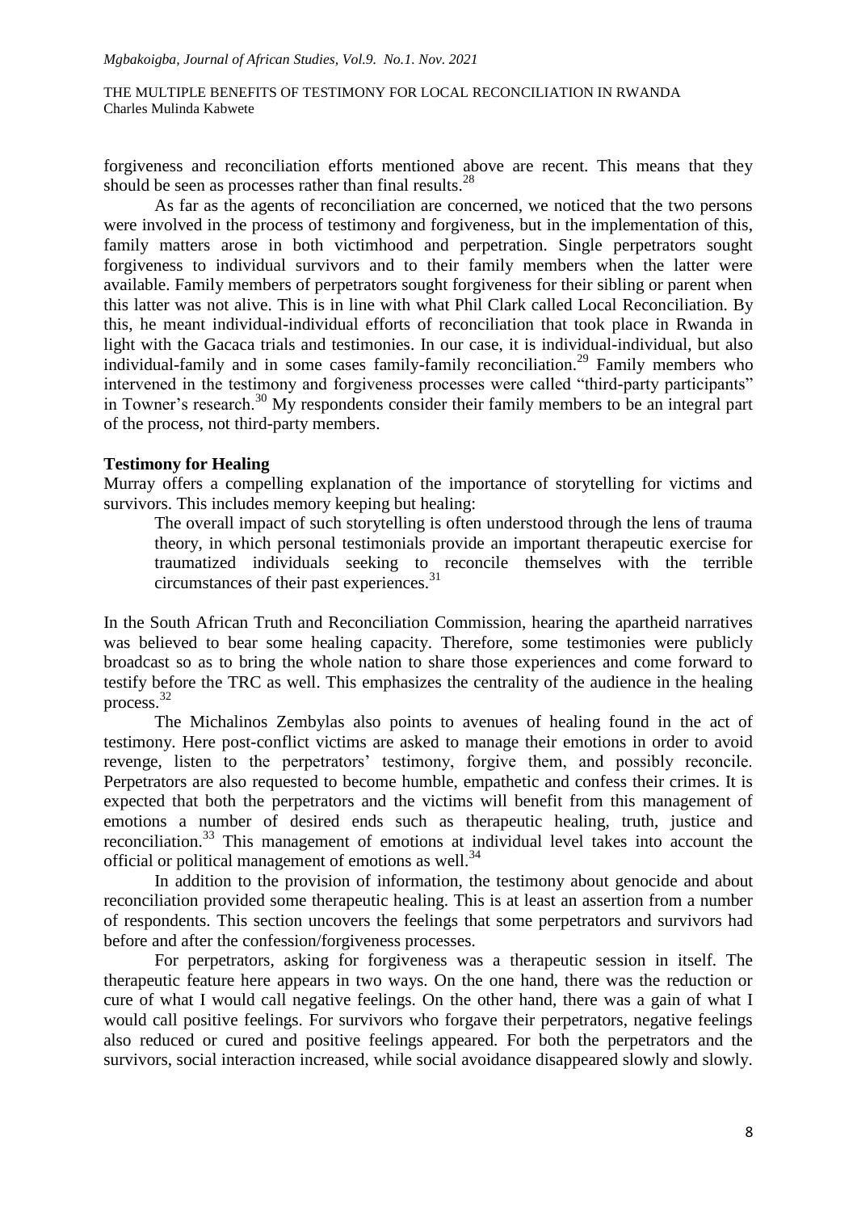forgiveness and reconciliation efforts mentioned above are recent. This means that they should be seen as processes rather than final results.[28]

As far as the agents of reconciliation are concerned, we noticed that the two persons were involved in the process of testimony and forgiveness, but in the implementation of this, family matters arose in both victimhood and perpetration. Single perpetrators sought forgiveness to individual survivors and to their family members when the latter were available. Family members of perpetrators sought forgiveness for their sibling or parent when this latter was not alive. This is in line with what Phil Clark called Local Reconciliation. By this, he meant individual-individual efforts of reconciliation that took place in Rwanda in light with the Gacaca trials and testimonies. In our case, it is individual-individual, but also individual-family and in some cases family-family reconciliation.[29] Family members who intervened in the testimony and forgiveness processes were called "third-party participants" in Towner's research.[30] My respondents consider their family members to be an integral part of the process, not third-party members.

**Testimony for Healing**

Murray offers a compelling explanation of the importance of storytelling for victims and survivors. This includes memory keeping but healing:

> The overall impact of such storytelling is often understood through the lens of trauma theory, in which personal testimonials provide an important therapeutic exercise for traumatized individuals seeking to reconcile themselves with the terrible circumstances of their past experiences.[31]

In the South African Truth and Reconciliation Commission, hearing the apartheid narratives was believed to bear some healing capacity. Therefore, some testimonies were publicly broadcast so as to bring the whole nation to share those experiences and come forward to testify before the TRC as well. This emphasizes the centrality of the audience in the healing process.[32]

The Michalinos Zembylas also points to avenues of healing found in the act of testimony. Here post-conflict victims are asked to manage their emotions in order to avoid revenge, listen to the perpetrators' testimony, forgive them, and possibly reconcile. Perpetrators are also requested to become humble, empathetic and confess their crimes. It is expected that both the perpetrators and the victims will benefit from this management of emotions a number of desired ends such as therapeutic healing, truth, justice and reconciliation.[33] This management of emotions at individual level takes into account the official or political management of emotions as well.[34]

In addition to the provision of information, the testimony about genocide and about reconciliation provided some therapeutic healing. This is at least an assertion from a number of respondents. This section uncovers the feelings that some perpetrators and survivors had before and after the confession/forgiveness processes.

For perpetrators, asking for forgiveness was a therapeutic session in itself. The therapeutic feature here appears in two ways. On the one hand, there was the reduction or cure of what I would call negative feelings. On the other hand, there was a gain of what I would call positive feelings. For survivors who forgave their perpetrators, negative feelings also reduced or cured and positive feelings appeared. For both the perpetrators and the survivors, social interaction increased, while social avoidance disappeared slowly and slowly.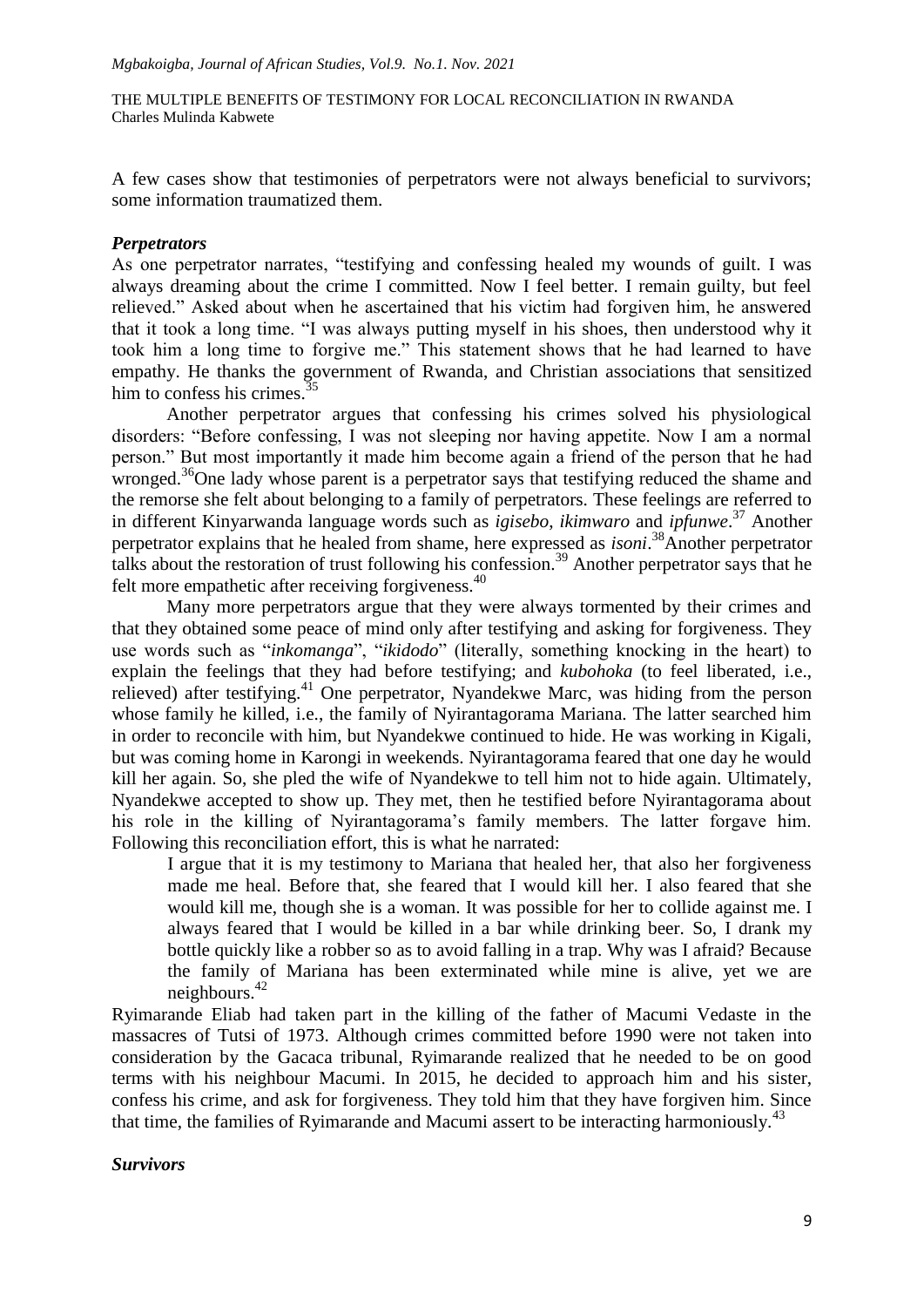A few cases show that testimonies of perpetrators were not always beneficial to survivors; some information traumatized them.

### *Perpetrators*

As one perpetrator narrates, "testifying and confessing healed my wounds of guilt. I was always dreaming about the crime I committed. Now I feel better. I remain guilty, but feel relieved." Asked about when he ascertained that his victim had forgiven him, he answered that it took a long time. "I was always putting myself in his shoes, then understood why it took him a long time to forgive me." This statement shows that he had learned to have empathy. He thanks the government of Rwanda, and Christian associations that sensitized him to confess his crimes.[35]

Another perpetrator argues that confessing his crimes solved his physiological disorders: "Before confessing, I was not sleeping nor having appetite. Now I am a normal person." But most importantly it made him become again a friend of the person that he had wronged.[36]One lady whose parent is a perpetrator says that testifying reduced the shame and the remorse she felt about belonging to a family of perpetrators. These feelings are referred to in different Kinyarwanda language words such as *igisebo*, *ikimwaro* and *ipfunwe*.[37] Another perpetrator explains that he healed from shame, here expressed as *isoni*.[38]Another perpetrator talks about the restoration of trust following his confession.[39] Another perpetrator says that he felt more empathetic after receiving forgiveness.[40]

Many more perpetrators argue that they were always tormented by their crimes and that they obtained some peace of mind only after testifying and asking for forgiveness. They use words such as "*inkomanga*", "*ikidodo*" (literally, something knocking in the heart) to explain the feelings that they had before testifying; and *kubohoka* (to feel liberated, i.e., relieved) after testifying.[41] One perpetrator, Nyandekwe Marc, was hiding from the person whose family he killed, i.e., the family of Nyirantagorama Mariana. The latter searched him in order to reconcile with him, but Nyandekwe continued to hide. He was working in Kigali, but was coming home in Karongi in weekends. Nyirantagorama feared that one day he would kill her again. So, she pled the wife of Nyandekwe to tell him not to hide again. Ultimately, Nyandekwe accepted to show up. They met, then he testified before Nyirantagorama about his role in the killing of Nyirantagorama's family members. The latter forgave him. Following this reconciliation effort, this is what he narrated:

> I argue that it is my testimony to Mariana that healed her, that also her forgiveness made me heal. Before that, she feared that I would kill her. I also feared that she would kill me, though she is a woman. It was possible for her to collide against me. I always feared that I would be killed in a bar while drinking beer. So, I drank my bottle quickly like a robber so as to avoid falling in a trap. Why was I afraid? Because the family of Mariana has been exterminated while mine is alive, yet we are neighbours.[42]

Ryimarande Eliab had taken part in the killing of the father of Macumi Vedaste in the massacres of Tutsi of 1973. Although crimes committed before 1990 were not taken into consideration by the Gacaca tribunal, Ryimarande realized that he needed to be on good terms with his neighbour Macumi. In 2015, he decided to approach him and his sister, confess his crime, and ask for forgiveness. They told him that they have forgiven him. Since that time, the families of Ryimarande and Macumi assert to be interacting harmoniously.[43]

### *Survivors*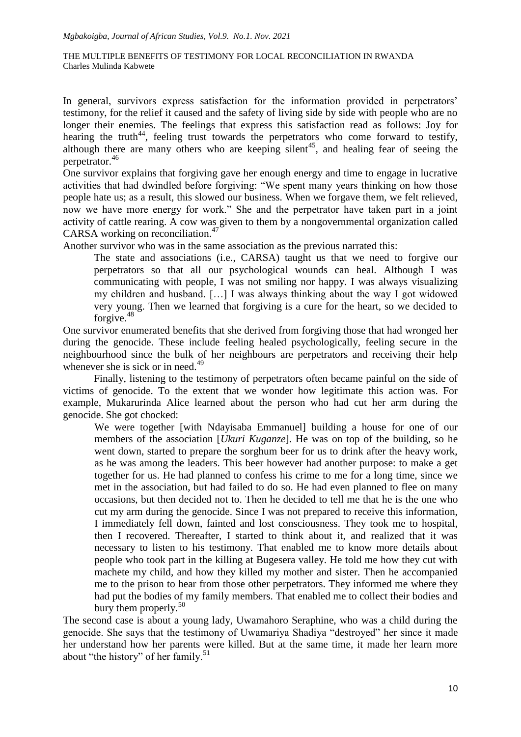In general, survivors express satisfaction for the information provided in perpetrators' testimony, for the relief it caused and the safety of living side by side with people who are no longer their enemies. The feelings that express this satisfaction read as follows: Joy for hearing the truth[44], feeling trust towards the perpetrators who come forward to testify, although there are many others who are keeping silent[45], and healing fear of seeing the perpetrator.[46]

One survivor explains that forgiving gave her enough energy and time to engage in lucrative activities that had dwindled before forgiving: "We spent many years thinking on how those people hate us; as a result, this slowed our business. When we forgave them, we felt relieved, now we have more energy for work." She and the perpetrator have taken part in a joint activity of cattle rearing. A cow was given to them by a nongovernmental organization called CARSA working on reconciliation.[47]

Another survivor who was in the same association as the previous narrated this:

> The state and associations (i.e., CARSA) taught us that we need to forgive our perpetrators so that all our psychological wounds can heal. Although I was communicating with people, I was not smiling nor happy. I was always visualizing my children and husband. […] I was always thinking about the way I got widowed very young. Then we learned that forgiving is a cure for the heart, so we decided to forgive.[48]

One survivor enumerated benefits that she derived from forgiving those that had wronged her during the genocide. These include feeling healed psychologically, feeling secure in the neighbourhood since the bulk of her neighbours are perpetrators and receiving their help whenever she is sick or in need.[49]

Finally, listening to the testimony of perpetrators often became painful on the side of victims of genocide. To the extent that we wonder how legitimate this action was. For example, Mukarurinda Alice learned about the person who had cut her arm during the genocide. She got chocked:

> We were together [with Ndayisaba Emmanuel] building a house for one of our members of the association [*Ukuri Kuganze*]. He was on top of the building, so he went down, started to prepare the sorghum beer for us to drink after the heavy work, as he was among the leaders. This beer however had another purpose: to make a get together for us. He had planned to confess his crime to me for a long time, since we met in the association, but had failed to do so. He had even planned to flee on many occasions, but then decided not to. Then he decided to tell me that he is the one who cut my arm during the genocide. Since I was not prepared to receive this information, I immediately fell down, fainted and lost consciousness. They took me to hospital, then I recovered. Thereafter, I started to think about it, and realized that it was necessary to listen to his testimony. That enabled me to know more details about people who took part in the killing at Bugesera valley. He told me how they cut with machete my child, and how they killed my mother and sister. Then he accompanied me to the prison to hear from those other perpetrators. They informed me where they had put the bodies of my family members. That enabled me to collect their bodies and bury them properly.[50]

The second case is about a young lady, Uwamahoro Seraphine, who was a child during the genocide. She says that the testimony of Uwamariya Shadiya "destroyed" her since it made her understand how her parents were killed. But at the same time, it made her learn more about "the history" of her family.[51]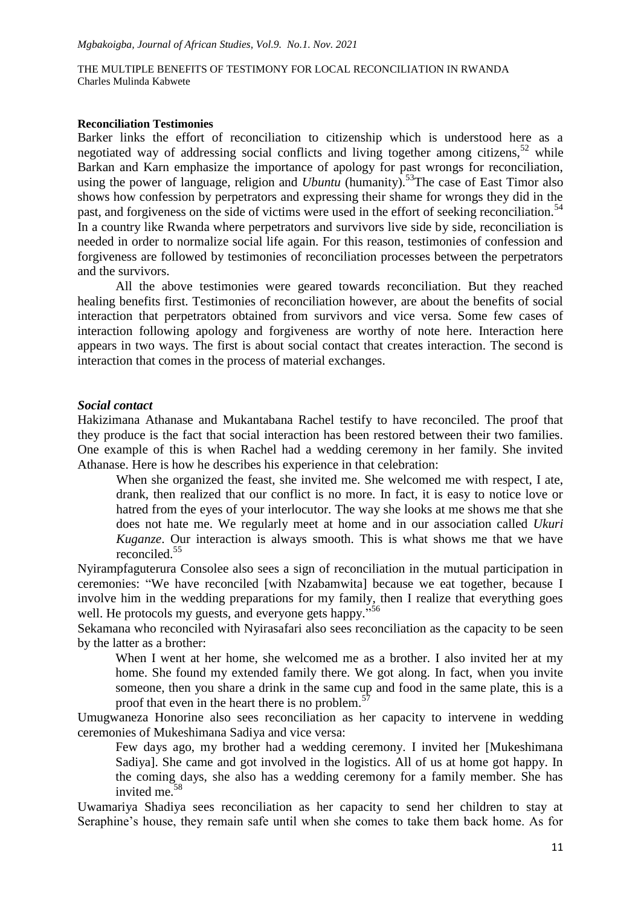**Reconciliation Testimonies**

Barker links the effort of reconciliation to citizenship which is understood here as a negotiated way of addressing social conflicts and living together among citizens,[52] while Barkan and Karn emphasize the importance of apology for past wrongs for reconciliation, using the power of language, religion and *Ubuntu* (humanity).[53]The case of East Timor also shows how confession by perpetrators and expressing their shame for wrongs they did in the past, and forgiveness on the side of victims were used in the effort of seeking reconciliation.[54] In a country like Rwanda where perpetrators and survivors live side by side, reconciliation is needed in order to normalize social life again. For this reason, testimonies of confession and forgiveness are followed by testimonies of reconciliation processes between the perpetrators and the survivors.

All the above testimonies were geared towards reconciliation. But they reached healing benefits first. Testimonies of reconciliation however, are about the benefits of social interaction that perpetrators obtained from survivors and vice versa. Some few cases of interaction following apology and forgiveness are worthy of note here. Interaction here appears in two ways. The first is about social contact that creates interaction. The second is interaction that comes in the process of material exchanges.

***Social contact***

Hakizimana Athanase and Mukantabana Rachel testify to have reconciled. The proof that they produce is the fact that social interaction has been restored between their two families. One example of this is when Rachel had a wedding ceremony in her family. She invited Athanase. Here is how he describes his experience in that celebration:

> When she organized the feast, she invited me. She welcomed me with respect, I ate, drank, then realized that our conflict is no more. In fact, it is easy to notice love or hatred from the eyes of your interlocutor. The way she looks at me shows me that she does not hate me. We regularly meet at home and in our association called *Ukuri Kuganze*. Our interaction is always smooth. This is what shows me that we have reconciled.[55]

Nyirampfaguterura Consolee also sees a sign of reconciliation in the mutual participation in ceremonies: "We have reconciled [with Nzabamwita] because we eat together, because I involve him in the wedding preparations for my family, then I realize that everything goes well. He protocols my guests, and everyone gets happy."[56]

Sekamana who reconciled with Nyirasafari also sees reconciliation as the capacity to be seen by the latter as a brother:

> When I went at her home, she welcomed me as a brother. I also invited her at my home. She found my extended family there. We got along. In fact, when you invite someone, then you share a drink in the same cup and food in the same plate, this is a proof that even in the heart there is no problem.[57]

Umugwaneza Honorine also sees reconciliation as her capacity to intervene in wedding ceremonies of Mukeshimana Sadiya and vice versa:

> Few days ago, my brother had a wedding ceremony. I invited her [Mukeshimana Sadiya]. She came and got involved in the logistics. All of us at home got happy. In the coming days, she also has a wedding ceremony for a family member. She has invited me.[58]

Uwamariya Shadiya sees reconciliation as her capacity to send her children to stay at Seraphine's house, they remain safe until when she comes to take them back home. As for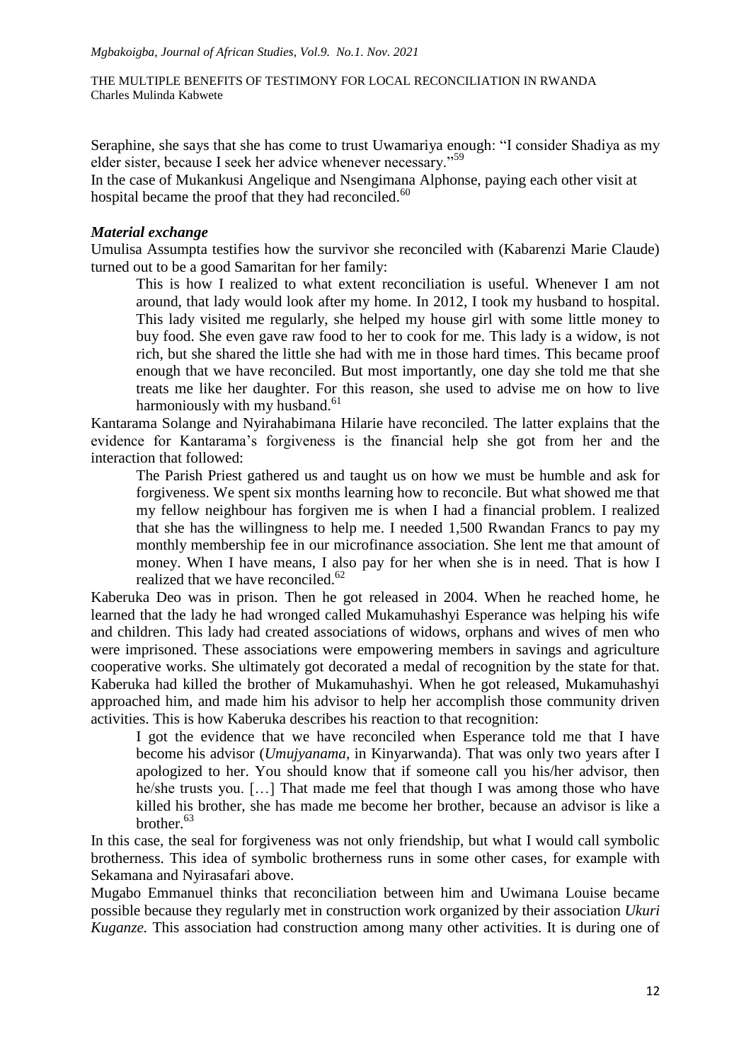Seraphine, she says that she has come to trust Uwamariya enough: "I consider Shadiya as my elder sister, because I seek her advice whenever necessary."[59]

In the case of Mukankusi Angelique and Nsengimana Alphonse, paying each other visit at hospital became the proof that they had reconciled.[60]

### *Material exchange*

Umulisa Assumpta testifies how the survivor she reconciled with (Kabarenzi Marie Claude) turned out to be a good Samaritan for her family:

> This is how I realized to what extent reconciliation is useful. Whenever I am not around, that lady would look after my home. In 2012, I took my husband to hospital. This lady visited me regularly, she helped my house girl with some little money to buy food. She even gave raw food to her to cook for me. This lady is a widow, is not rich, but she shared the little she had with me in those hard times. This became proof enough that we have reconciled. But most importantly, one day she told me that she treats me like her daughter. For this reason, she used to advise me on how to live harmoniously with my husband.[61]

Kantarama Solange and Nyirahabimana Hilarie have reconciled. The latter explains that the evidence for Kantarama's forgiveness is the financial help she got from her and the interaction that followed:

> The Parish Priest gathered us and taught us on how we must be humble and ask for forgiveness. We spent six months learning how to reconcile. But what showed me that my fellow neighbour has forgiven me is when I had a financial problem. I realized that she has the willingness to help me. I needed 1,500 Rwandan Francs to pay my monthly membership fee in our microfinance association. She lent me that amount of money. When I have means, I also pay for her when she is in need. That is how I realized that we have reconciled.[62]

Kaberuka Deo was in prison. Then he got released in 2004. When he reached home, he learned that the lady he had wronged called Mukamuhashyi Esperance was helping his wife and children. This lady had created associations of widows, orphans and wives of men who were imprisoned. These associations were empowering members in savings and agriculture cooperative works. She ultimately got decorated a medal of recognition by the state for that. Kaberuka had killed the brother of Mukamuhashyi. When he got released, Mukamuhashyi approached him, and made him his advisor to help her accomplish those community driven activities. This is how Kaberuka describes his reaction to that recognition:

> I got the evidence that we have reconciled when Esperance told me that I have become his advisor (*Umujyanama*, in Kinyarwanda). That was only two years after I apologized to her. You should know that if someone call you his/her advisor, then he/she trusts you. […] That made me feel that though I was among those who have killed his brother, she has made me become her brother, because an advisor is like a brother.[63]

In this case, the seal for forgiveness was not only friendship, but what I would call symbolic brotherness. This idea of symbolic brotherness runs in some other cases, for example with Sekamana and Nyirasafari above.

Mugabo Emmanuel thinks that reconciliation between him and Uwimana Louise became possible because they regularly met in construction work organized by their association *Ukuri Kuganze.* This association had construction among many other activities. It is during one of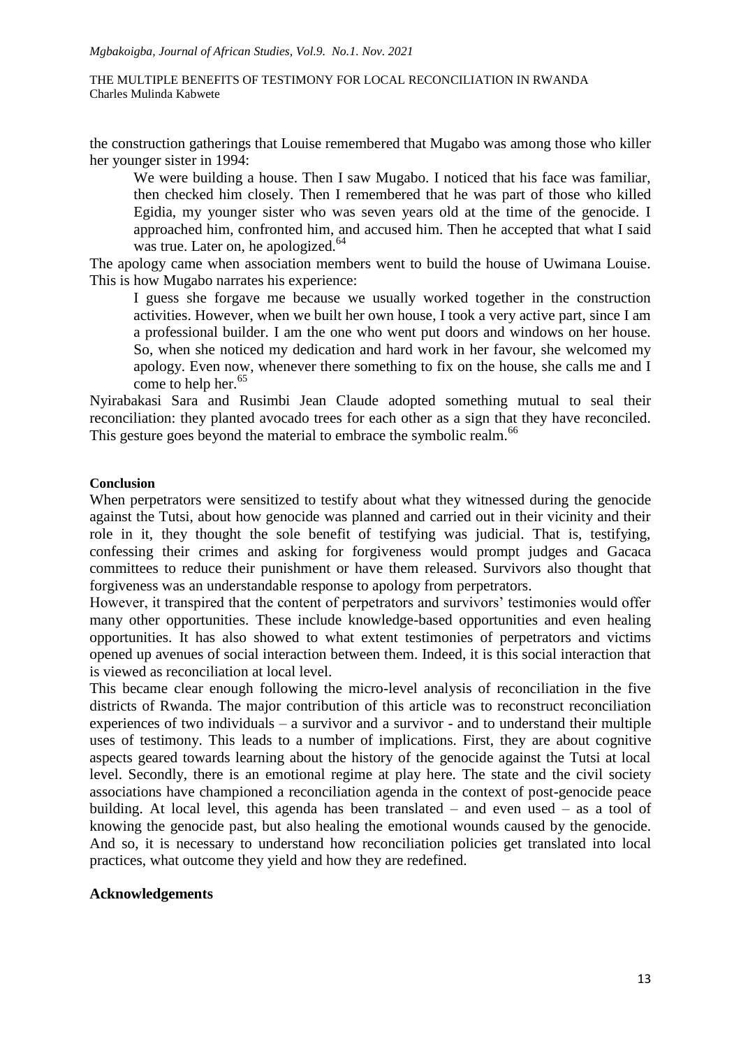the construction gatherings that Louise remembered that Mugabo was among those who killer her younger sister in 1994:

> We were building a house. Then I saw Mugabo. I noticed that his face was familiar, then checked him closely. Then I remembered that he was part of those who killed Egidia, my younger sister who was seven years old at the time of the genocide. I approached him, confronted him, and accused him. Then he accepted that what I said was true. Later on, he apologized.[64]

The apology came when association members went to build the house of Uwimana Louise. This is how Mugabo narrates his experience:

> I guess she forgave me because we usually worked together in the construction activities. However, when we built her own house, I took a very active part, since I am a professional builder. I am the one who went put doors and windows on her house. So, when she noticed my dedication and hard work in her favour, she welcomed my apology. Even now, whenever there something to fix on the house, she calls me and I come to help her.[65]

Nyirabakasi Sara and Rusimbi Jean Claude adopted something mutual to seal their reconciliation: they planted avocado trees for each other as a sign that they have reconciled. This gesture goes beyond the material to embrace the symbolic realm.[66]

**Conclusion**

When perpetrators were sensitized to testify about what they witnessed during the genocide against the Tutsi, about how genocide was planned and carried out in their vicinity and their role in it, they thought the sole benefit of testifying was judicial. That is, testifying, confessing their crimes and asking for forgiveness would prompt judges and Gacaca committees to reduce their punishment or have them released. Survivors also thought that forgiveness was an understandable response to apology from perpetrators.

However, it transpired that the content of perpetrators and survivors' testimonies would offer many other opportunities. These include knowledge-based opportunities and even healing opportunities. It has also showed to what extent testimonies of perpetrators and victims opened up avenues of social interaction between them. Indeed, it is this social interaction that is viewed as reconciliation at local level.

This became clear enough following the micro-level analysis of reconciliation in the five districts of Rwanda. The major contribution of this article was to reconstruct reconciliation experiences of two individuals – a survivor and a survivor - and to understand their multiple uses of testimony. This leads to a number of implications. First, they are about cognitive aspects geared towards learning about the history of the genocide against the Tutsi at local level. Secondly, there is an emotional regime at play here. The state and the civil society associations have championed a reconciliation agenda in the context of post-genocide peace building. At local level, this agenda has been translated – and even used – as a tool of knowing the genocide past, but also healing the emotional wounds caused by the genocide. And so, it is necessary to understand how reconciliation policies get translated into local practices, what outcome they yield and how they are redefined.

## Acknowledgements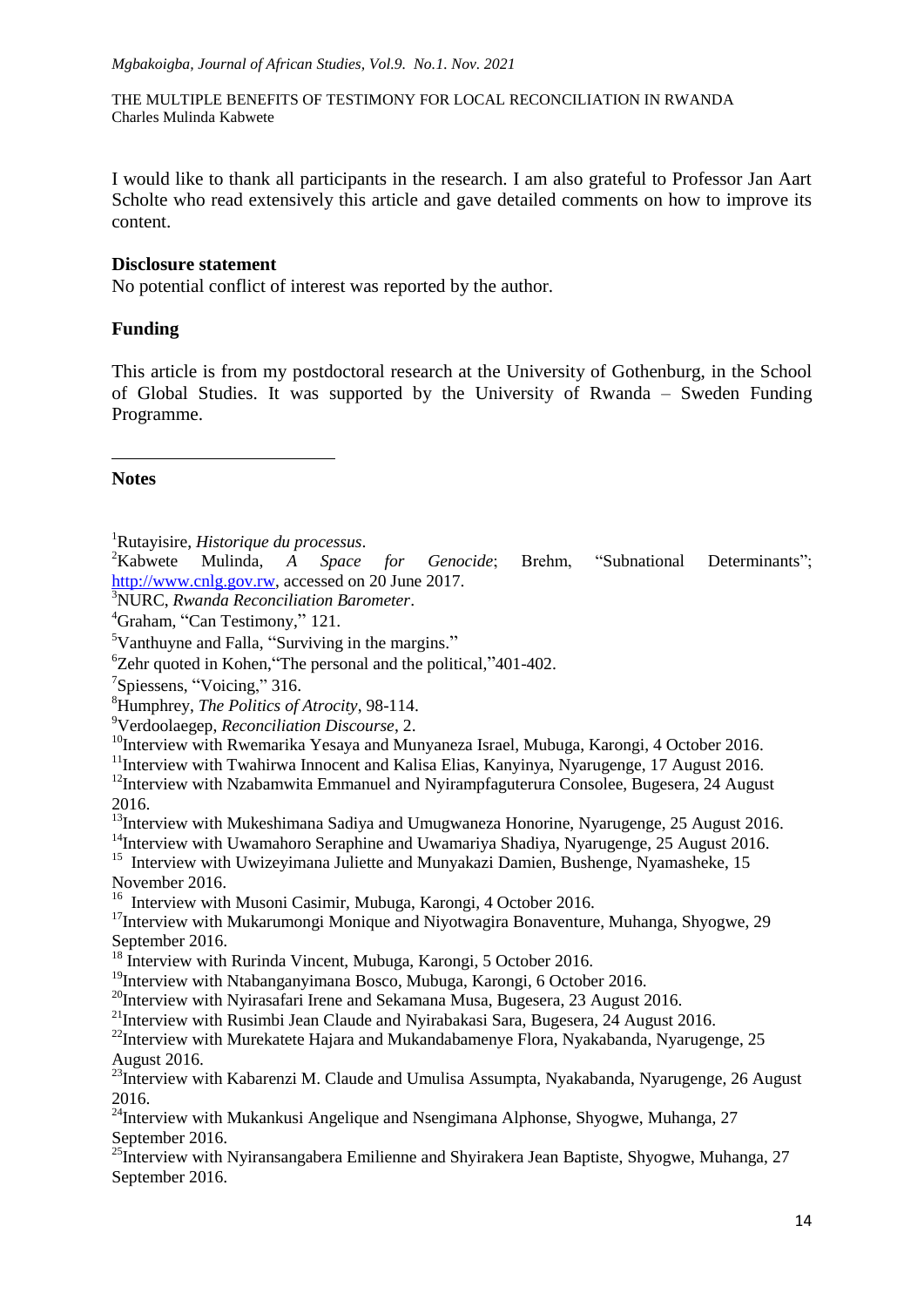I would like to thank all participants in the research. I am also grateful to Professor Jan Aart Scholte who read extensively this article and gave detailed comments on how to improve its content.

**Disclosure statement**

No potential conflict of interest was reported by the author.

**Funding**

This article is from my postdoctoral research at the University of Gothenburg, in the School of Global Studies. It was supported by the University of Rwanda – Sweden Funding Programme.

**Notes**

[1]Rutayisire, *Historique du processus*.

[2]Kabwete Mulinda, *A Space for Genocide*; Brehm, "Subnational Determinants"; http://www.cnlg.gov.rw, accessed on 20 June 2017.

[3]NURC, *Rwanda Reconciliation Barometer*.

[4]Graham, "Can Testimony," 121.

[5]Vanthuyne and Falla, "Surviving in the margins."

[6]Zehr quoted in Kohen,"The personal and the political,"401-402.

[7]Spiessens, "Voicing," 316.

[8]Humphrey, *The Politics of Atrocity*, 98-114.

[9]Verdoolaegep, *Reconciliation Discourse*, 2.

[10]Interview with Rwemarika Yesaya and Munyaneza Israel, Mubuga, Karongi, 4 October 2016.

[11]Interview with Twahirwa Innocent and Kalisa Elias, Kanyinya, Nyarugenge, 17 August 2016.

[12]Interview with Nzabamwita Emmanuel and Nyirampfaguterura Consolee, Bugesera, 24 August 2016.

[13]Interview with Mukeshimana Sadiya and Umugwaneza Honorine, Nyarugenge, 25 August 2016.

[14]Interview with Uwamahoro Seraphine and Uwamariya Shadiya, Nyarugenge, 25 August 2016.

[15] Interview with Uwizeyimana Juliette and Munyakazi Damien, Bushenge, Nyamasheke, 15 November 2016.

[16] Interview with Musoni Casimir, Mubuga, Karongi, 4 October 2016.

[17]Interview with Mukarumongi Monique and Niyotwagira Bonaventure, Muhanga, Shyogwe, 29 September 2016.

[18] Interview with Rurinda Vincent, Mubuga, Karongi, 5 October 2016.

[19]Interview with Ntabanganyimana Bosco, Mubuga, Karongi, 6 October 2016.

[20]Interview with Nyirasafari Irene and Sekamana Musa, Bugesera, 23 August 2016.

[21]Interview with Rusimbi Jean Claude and Nyirabakasi Sara, Bugesera, 24 August 2016.

[22]Interview with Murekatete Hajara and Mukandabamenye Flora, Nyakabanda, Nyarugenge, 25 August 2016.

[23]Interview with Kabarenzi M. Claude and Umulisa Assumpta, Nyakabanda, Nyarugenge, 26 August 2016.

[24]Interview with Mukankusi Angelique and Nsengimana Alphonse, Shyogwe, Muhanga, 27 September 2016.

[25]Interview with Nyiransangabera Emilienne and Shyirakera Jean Baptiste, Shyogwe, Muhanga, 27 September 2016.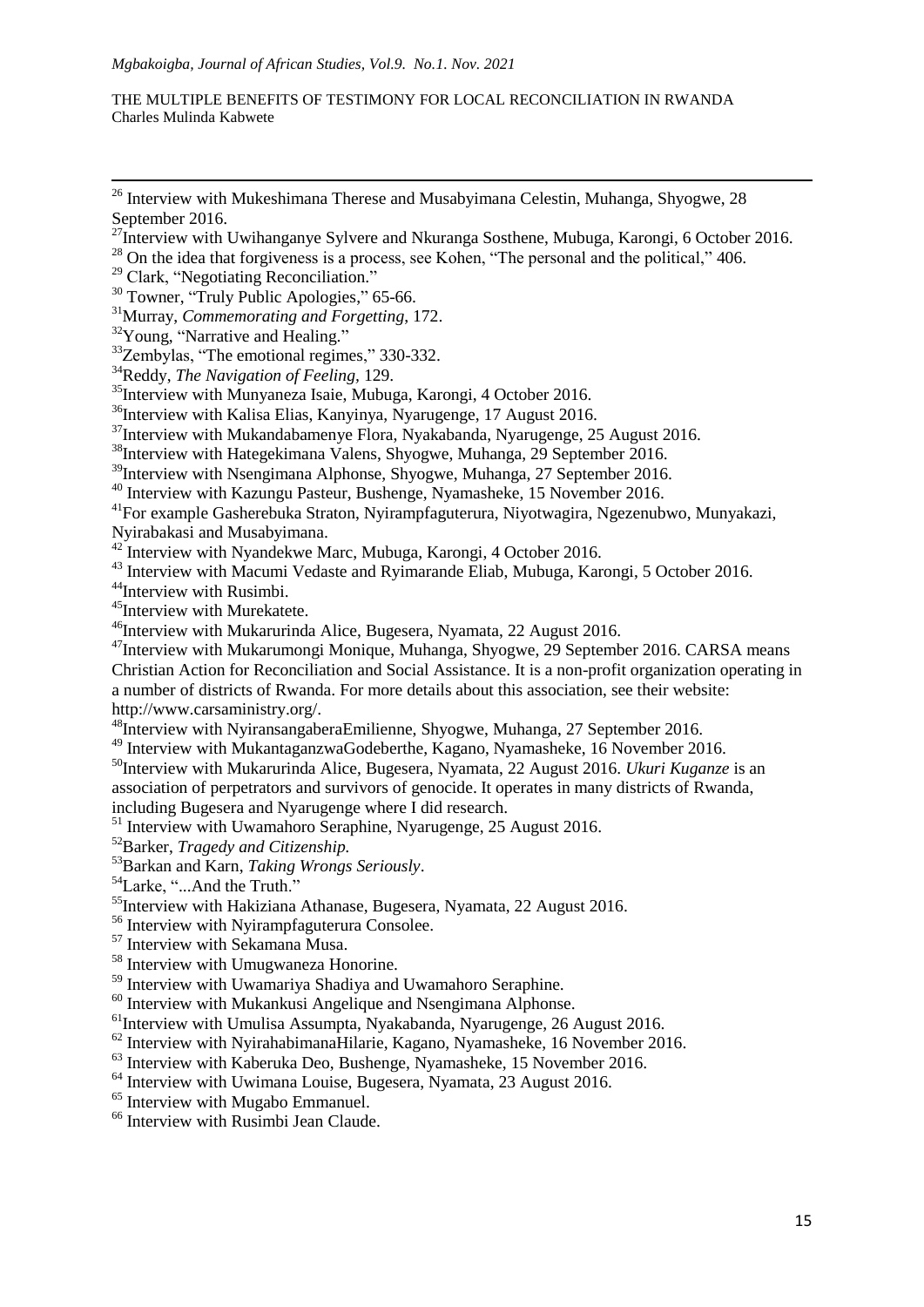[26] Interview with Mukeshimana Therese and Musabyimana Celestin, Muhanga, Shyogwe, 28 September 2016.

[27] Interview with Uwihanganye Sylvere and Nkuranga Sosthene, Mubuga, Karongi, 6 October 2016.

[28] On the idea that forgiveness is a process, see Kohen, "The personal and the political," 406.

[29] Clark, "Negotiating Reconciliation."

[30] Towner, "Truly Public Apologies," 65-66.

[31] Murray, *Commemorating and Forgetting*, 172.

[32] Young, "Narrative and Healing."

[33] Zembylas, "The emotional regimes," 330-332.

[34] Reddy, *The Navigation of Feeling*, 129.

[35] Interview with Munyaneza Isaie, Mubuga, Karongi, 4 October 2016.

[36] Interview with Kalisa Elias, Kanyinya, Nyarugenge, 17 August 2016.

[37] Interview with Mukandabamenye Flora, Nyakabanda, Nyarugenge, 25 August 2016.

[38] Interview with Hategekimana Valens, Shyogwe, Muhanga, 29 September 2016.

[39] Interview with Nsengimana Alphonse, Shyogwe, Muhanga, 27 September 2016.

[40] Interview with Kazungu Pasteur, Bushenge, Nyamasheke, 15 November 2016.

[41] For example Gasherebuka Straton, Nyirampfaguterura, Niyotwagira, Ngezenubwo, Munyakazi, Nyirabakasi and Musabyimana.

[42] Interview with Nyandekwe Marc, Mubuga, Karongi, 4 October 2016.

[43] Interview with Macumi Vedaste and Ryimarande Eliab, Mubuga, Karongi, 5 October 2016.

[44] Interview with Rusimbi.

[45] Interview with Murekatete.

[46] Interview with Mukarurinda Alice, Bugesera, Nyamata, 22 August 2016.

[47] Interview with Mukarumongi Monique, Muhanga, Shyogwe, 29 September 2016. CARSA means Christian Action for Reconciliation and Social Assistance. It is a non-profit organization operating in a number of districts of Rwanda. For more details about this association, see their website: http://www.carsaministry.org/.

[48] Interview with NyiransangaberaEmilienne, Shyogwe, Muhanga, 27 September 2016.

[49] Interview with MukantaganzwaGodeberthe, Kagano, Nyamasheke, 16 November 2016.

[50] Interview with Mukarurinda Alice, Bugesera, Nyamata, 22 August 2016. *Ukuri Kuganze* is an association of perpetrators and survivors of genocide. It operates in many districts of Rwanda, including Bugesera and Nyarugenge where I did research.

[51] Interview with Uwamahoro Seraphine, Nyarugenge, 25 August 2016.

[52] Barker, *Tragedy and Citizenship.*

[53] Barkan and Karn, *Taking Wrongs Seriously*.

[54] Larke, "...And the Truth."

[55] Interview with Hakiziana Athanase, Bugesera, Nyamata, 22 August 2016.

[56] Interview with Nyirampfaguterura Consolee.

[57] Interview with Sekamana Musa.

[58] Interview with Umugwaneza Honorine.

[59] Interview with Uwamariya Shadiya and Uwamahoro Seraphine.

[60] Interview with Mukankusi Angelique and Nsengimana Alphonse.

[61] Interview with Umulisa Assumpta, Nyakabanda, Nyarugenge, 26 August 2016.

[62] Interview with NyirahabimanaHilarie, Kagano, Nyamasheke, 16 November 2016.

[63] Interview with Kaberuka Deo, Bushenge, Nyamasheke, 15 November 2016.

[64] Interview with Uwimana Louise, Bugesera, Nyamata, 23 August 2016.

[65] Interview with Mugabo Emmanuel.

[66] Interview with Rusimbi Jean Claude.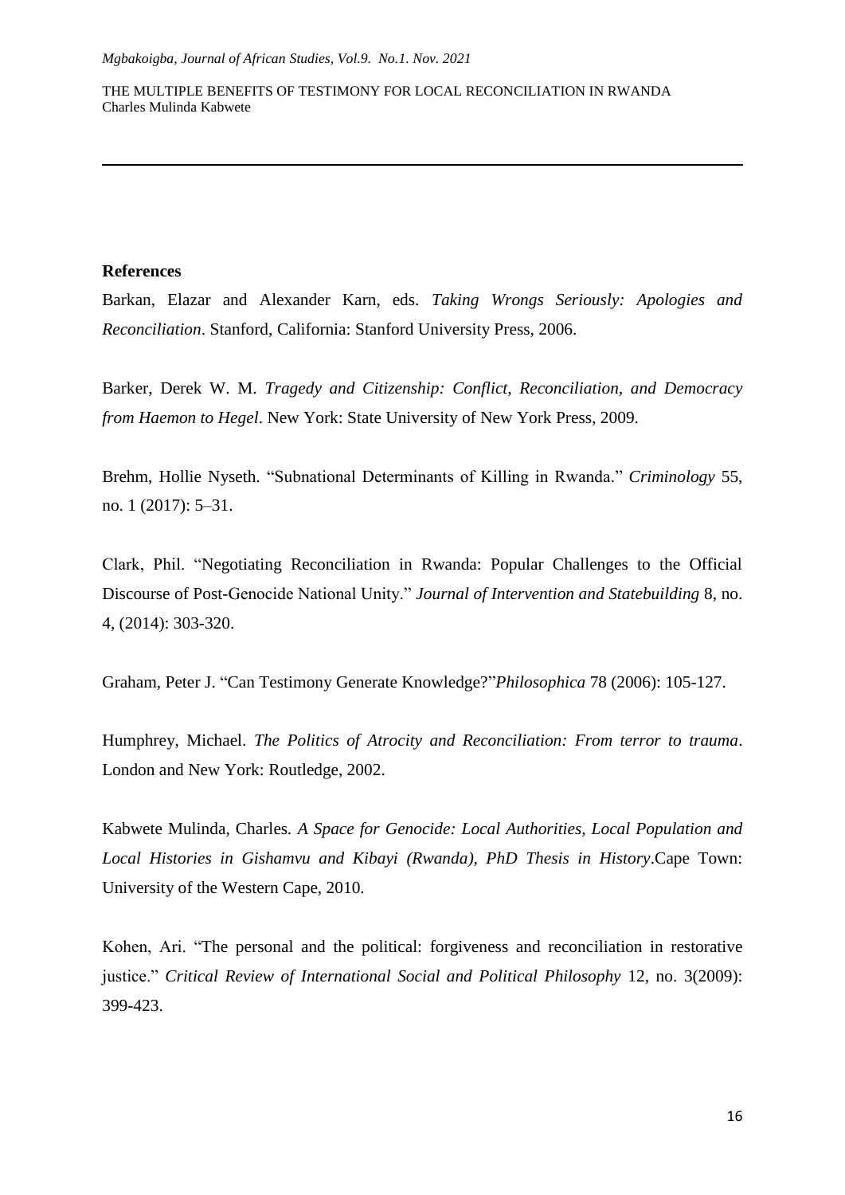**References**

Barkan, Elazar and Alexander Karn, eds. *Taking Wrongs Seriously: Apologies and Reconciliation*. Stanford, California: Stanford University Press, 2006.

Barker, Derek W. M. *Tragedy and Citizenship: Conflict, Reconciliation, and Democracy from Haemon to Hegel*. New York: State University of New York Press, 2009.

Brehm, Hollie Nyseth. "Subnational Determinants of Killing in Rwanda." *Criminology* 55, no. 1 (2017): 5–31.

Clark, Phil. "Negotiating Reconciliation in Rwanda: Popular Challenges to the Official Discourse of Post-Genocide National Unity." *Journal of Intervention and Statebuilding* 8, no. 4, (2014): 303-320.

Graham, Peter J. "Can Testimony Generate Knowledge?"*Philosophica* 78 (2006): 105-127.

Humphrey, Michael. *The Politics of Atrocity and Reconciliation: From terror to trauma*. London and New York: Routledge, 2002.

Kabwete Mulinda, Charles. *A Space for Genocide: Local Authorities, Local Population and Local Histories in Gishamvu and Kibayi (Rwanda), PhD Thesis in History*.Cape Town: University of the Western Cape, 2010.

Kohen, Ari. "The personal and the political: forgiveness and reconciliation in restorative justice." *Critical Review of International Social and Political Philosophy* 12, no. 3(2009): 399-423.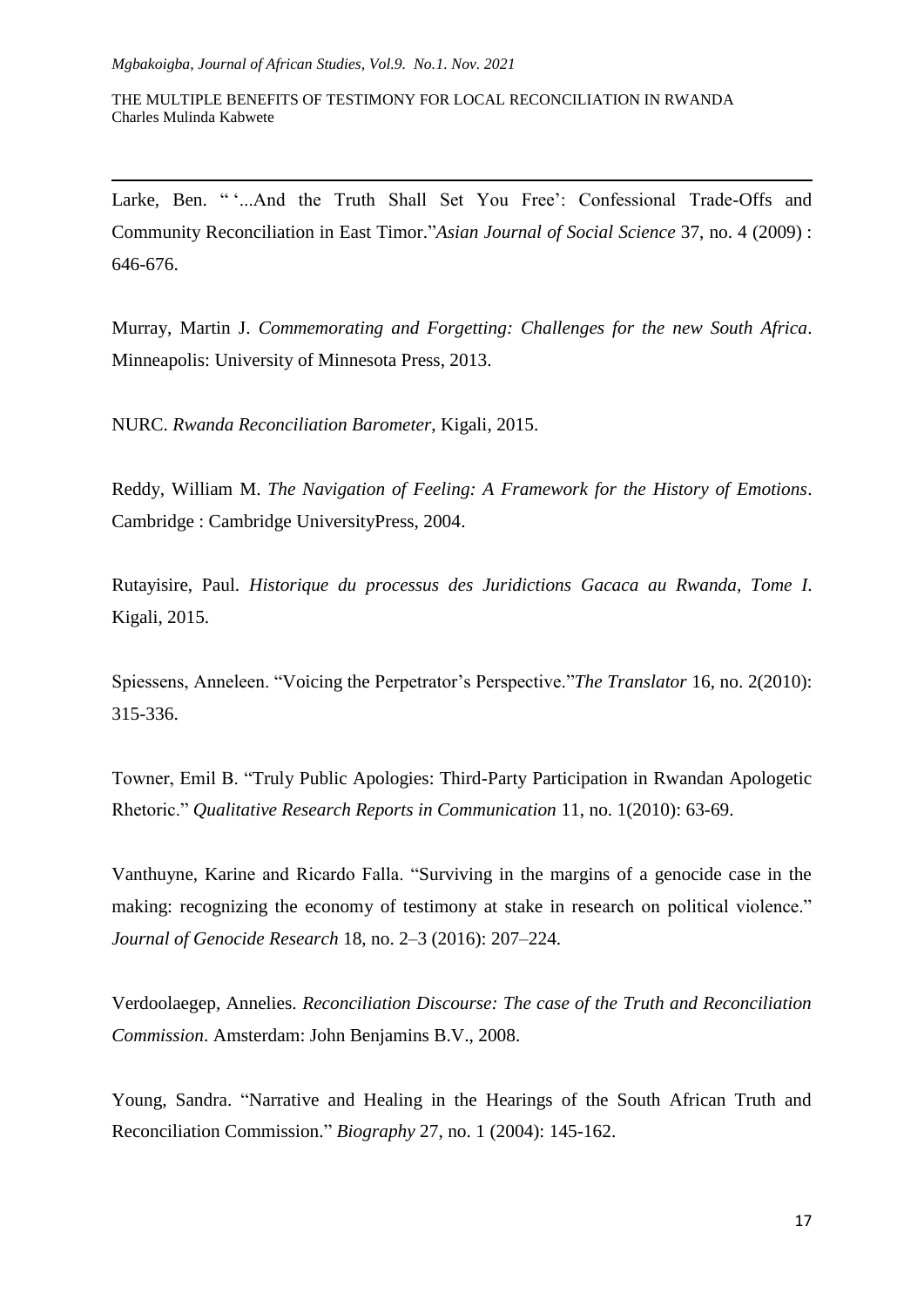Larke, Ben. " '...And the Truth Shall Set You Free': Confessional Trade-Offs and Community Reconciliation in East Timor."*Asian Journal of Social Science* 37, no. 4 (2009) : 646-676.

Murray, Martin J. *Commemorating and Forgetting: Challenges for the new South Africa*. Minneapolis: University of Minnesota Press, 2013.

NURC. *Rwanda Reconciliation Barometer*, Kigali, 2015.

Reddy, William M. *The Navigation of Feeling: A Framework for the History of Emotions*. Cambridge : Cambridge UniversityPress, 2004.

Rutayisire, Paul. *Historique du processus des Juridictions Gacaca au Rwanda, Tome I.* Kigali, 2015.

Spiessens, Anneleen. "Voicing the Perpetrator's Perspective."*The Translator* 16, no. 2(2010): 315-336.

Towner, Emil B. "Truly Public Apologies: Third-Party Participation in Rwandan Apologetic Rhetoric." *Qualitative Research Reports in Communication* 11, no. 1(2010): 63-69.

Vanthuyne, Karine and Ricardo Falla. "Surviving in the margins of a genocide case in the making: recognizing the economy of testimony at stake in research on political violence." *Journal of Genocide Research* 18, no. 2–3 (2016): 207–224.

Verdoolaegep, Annelies. *Reconciliation Discourse: The case of the Truth and Reconciliation Commission*. Amsterdam: John Benjamins B.V., 2008.

Young, Sandra. "Narrative and Healing in the Hearings of the South African Truth and Reconciliation Commission." *Biography* 27, no. 1 (2004): 145-162.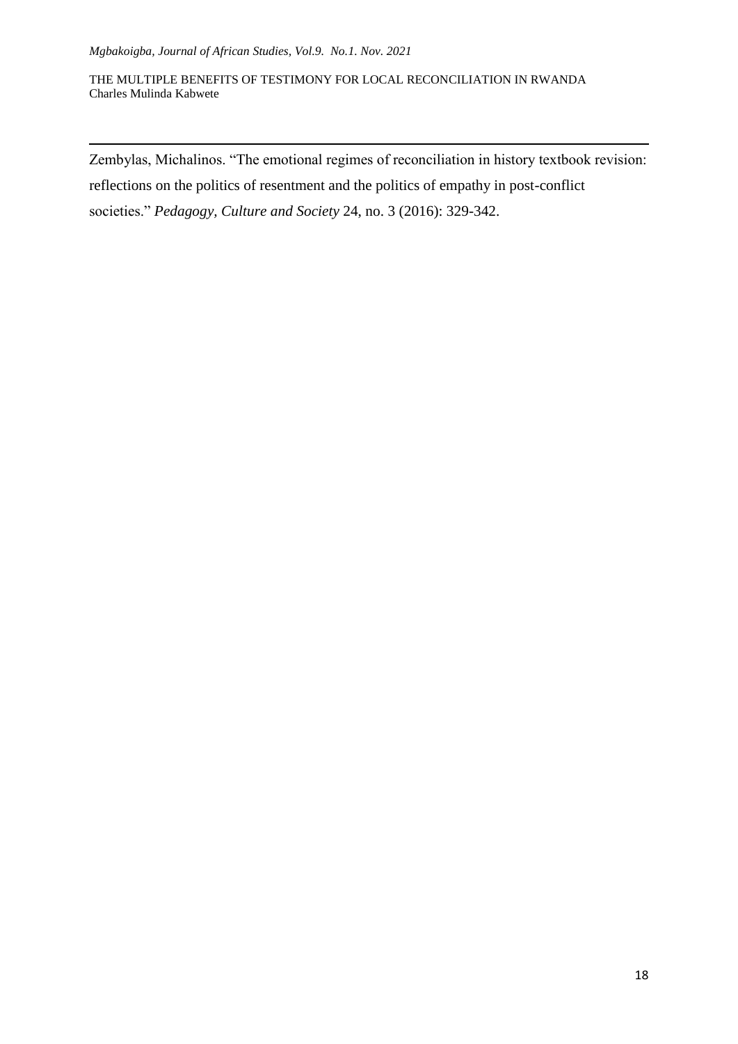Zembylas, Michalinos. "The emotional regimes of reconciliation in history textbook revision: reflections on the politics of resentment and the politics of empathy in post-conflict societies." *Pedagogy, Culture and Society* 24, no. 3 (2016): 329-342.